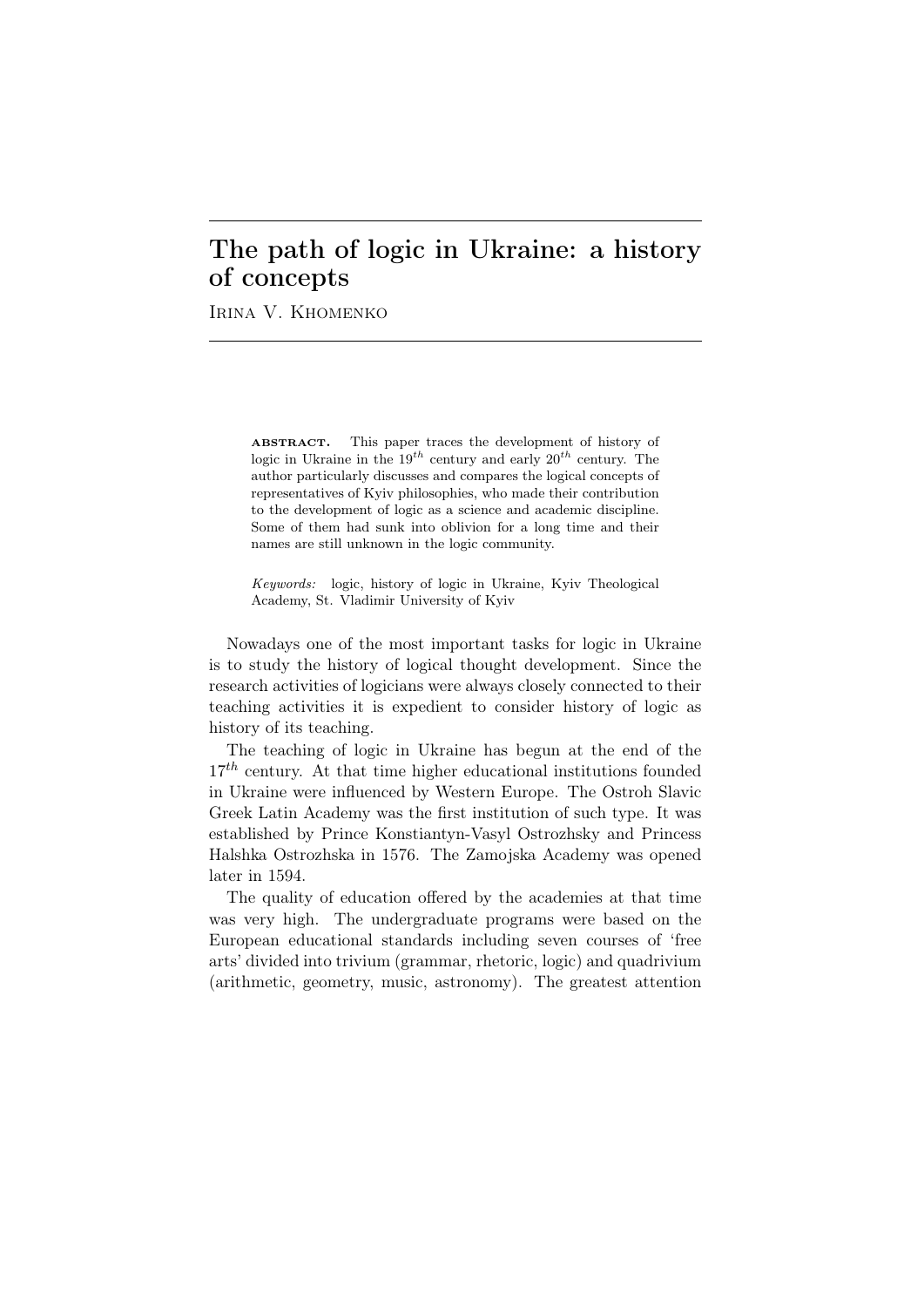# The path of logic in Ukraine: a history of concepts

Irina V. Khomenko

**abstract.** This paper traces the development of history of logic in Ukraine in the $19^{th}$ century and early $20^{th}$ century. The author particularly discusses and compares the logical concepts of representatives of Kyiv philosophies, who made their contribution to the development of logic as a science and academic discipline. Some of them had sunk into oblivion for a long time and their names are still unknown in the logic community.

*Keywords:* logic, history of logic in Ukraine, Kyiv Theological Academy, St. Vladimir University of Kyiv

Nowadays one of the most important tasks for logic in Ukraine is to study the history of logical thought development. Since the research activities of logicians were always closely connected to their teaching activities it is expedient to consider history of logic as history of its teaching.

The teaching of logic in Ukraine has begun at the end of the $17^{th}$ century. At that time higher educational institutions founded in Ukraine were influenced by Western Europe. The Ostroh Slavic Greek Latin Academy was the first institution of such type. It was established by Prince Konstiantyn-Vasyl Ostrozhsky and Princess Halshka Ostrozhska in 1576. The Zamojska Academy was opened later in 1594.

The quality of education offered by the academies at that time was very high. The undergraduate programs were based on the European educational standards including seven courses of 'free arts' divided into trivium (grammar, rhetoric, logic) and quadrivium (arithmetic, geometry, music, astronomy). The greatest attention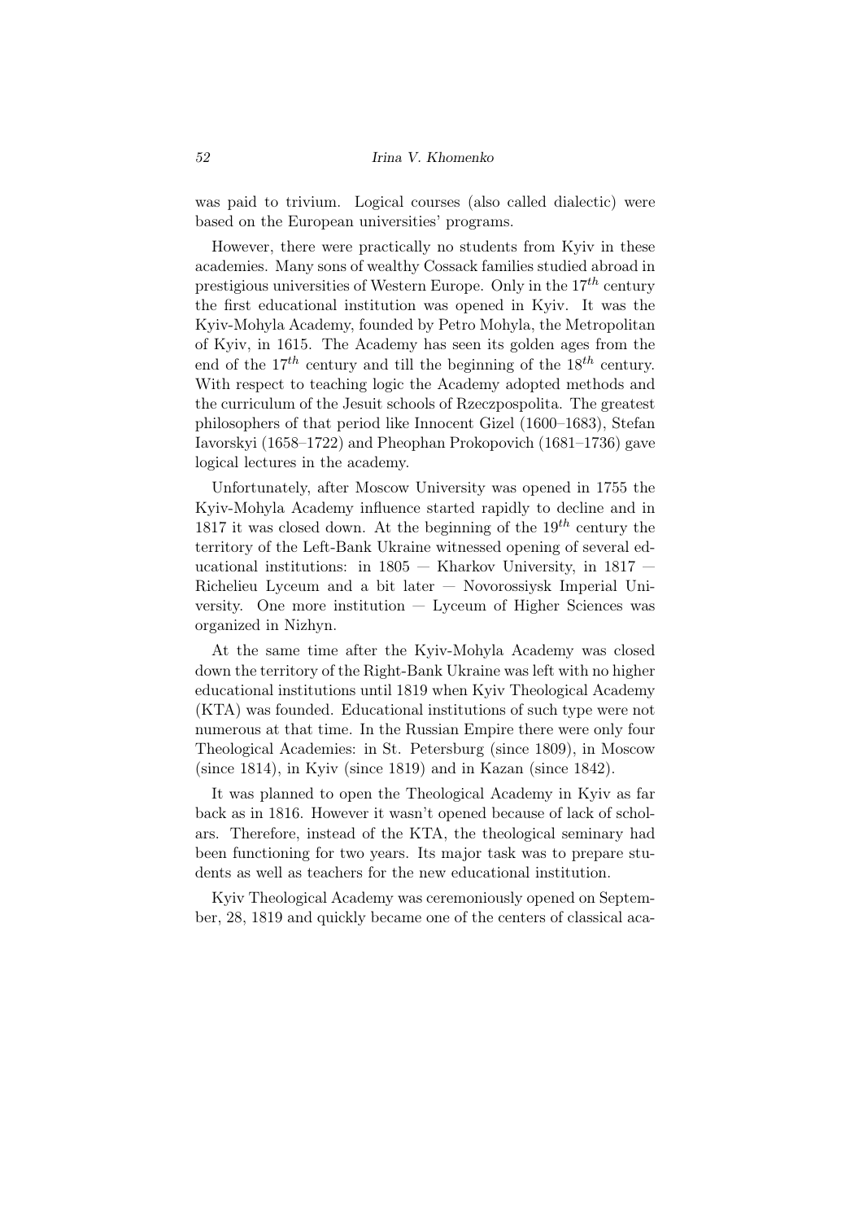was paid to trivium. Logical courses (also called dialectic) were based on the European universities' programs.

However, there were practically no students from Kyiv in these academies. Many sons of wealthy Cossack families studied abroad in prestigious universities of Western Europe. Only in the $17^{th}$ century the first educational institution was opened in Kyiv. It was the Kyiv-Mohyla Academy, founded by Petro Mohyla, the Metropolitan of Kyiv, in 1615. The Academy has seen its golden ages from the end of the $17^{th}$ century and till the beginning of the $18^{th}$ century. With respect to teaching logic the Academy adopted methods and the curriculum of the Jesuit schools of Rzeczpospolita. The greatest philosophers of that period like Innocent Gizel (1600–1683), Stefan Iavorskyi (1658–1722) and Pheophan Prokopovich (1681–1736) gave logical lectures in the academy.

Unfortunately, after Moscow University was opened in 1755 the Kyiv-Mohyla Academy influence started rapidly to decline and in 1817 it was closed down. At the beginning of the $19^{th}$ century the territory of the Left-Bank Ukraine witnessed opening of several educational institutions: in 1805 — Kharkov University, in 1817 — Richelieu Lyceum and a bit later — Novorossiysk Imperial University. One more institution — Lyceum of Higher Sciences was organized in Nizhyn.

At the same time after the Kyiv-Mohyla Academy was closed down the territory of the Right-Bank Ukraine was left with no higher educational institutions until 1819 when Kyiv Theological Academy (KTA) was founded. Educational institutions of such type were not numerous at that time. In the Russian Empire there were only four Theological Academies: in St. Petersburg (since 1809), in Moscow (since 1814), in Kyiv (since 1819) and in Kazan (since 1842).

It was planned to open the Theological Academy in Kyiv as far back as in 1816. However it wasn't opened because of lack of scholars. Therefore, instead of the KTA, the theological seminary had been functioning for two years. Its major task was to prepare students as well as teachers for the new educational institution.

Kyiv Theological Academy was ceremoniously opened on September, 28, 1819 and quickly became one of the centers of classical aca-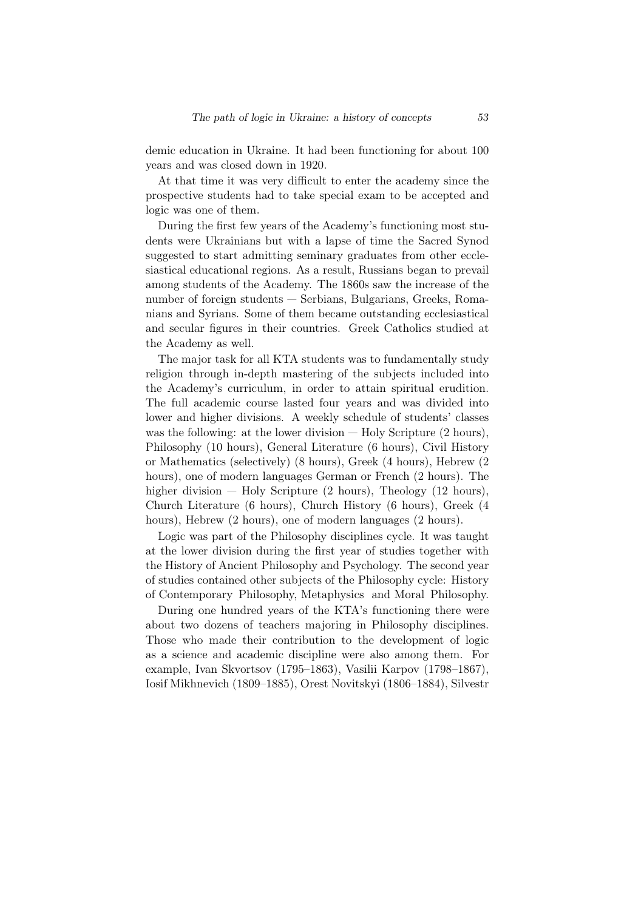demic education in Ukraine. It had been functioning for about 100 years and was closed down in 1920.

At that time it was very difficult to enter the academy since the prospective students had to take special exam to be accepted and logic was one of them.

During the first few years of the Academy's functioning most students were Ukrainians but with a lapse of time the Sacred Synod suggested to start admitting seminary graduates from other ecclesiastical educational regions. As a result, Russians began to prevail among students of the Academy. The 1860s saw the increase of the number of foreign students — Serbians, Bulgarians, Greeks, Romanians and Syrians. Some of them became outstanding ecclesiastical and secular figures in their countries. Greek Catholics studied at the Academy as well.

The major task for all KTA students was to fundamentally study religion through in-depth mastering of the subjects included into the Academy's curriculum, in order to attain spiritual erudition. The full academic course lasted four years and was divided into lower and higher divisions. A weekly schedule of students' classes was the following: at the lower division — Holy Scripture (2 hours), Philosophy (10 hours), General Literature (6 hours), Civil History or Mathematics (selectively) (8 hours), Greek (4 hours), Hebrew (2 hours), one of modern languages German or French (2 hours). The higher division — Holy Scripture (2 hours), Theology (12 hours), Church Literature (6 hours), Church History (6 hours), Greek (4 hours), Hebrew (2 hours), one of modern languages (2 hours).

Logic was part of the Philosophy disciplines cycle. It was taught at the lower division during the first year of studies together with the History of Ancient Philosophy and Psychology. The second year of studies contained other subjects of the Philosophy cycle: History of Contemporary Philosophy, Metaphysics and Moral Philosophy.

During one hundred years of the KTA's functioning there were about two dozens of teachers majoring in Philosophy disciplines. Those who made their contribution to the development of logic as a science and academic discipline were also among them. For example, Ivan Skvortsov (1795–1863), Vasilii Karpov (1798–1867), Iosif Mikhnevich (1809–1885), Orest Novitskyi (1806–1884), Silvestr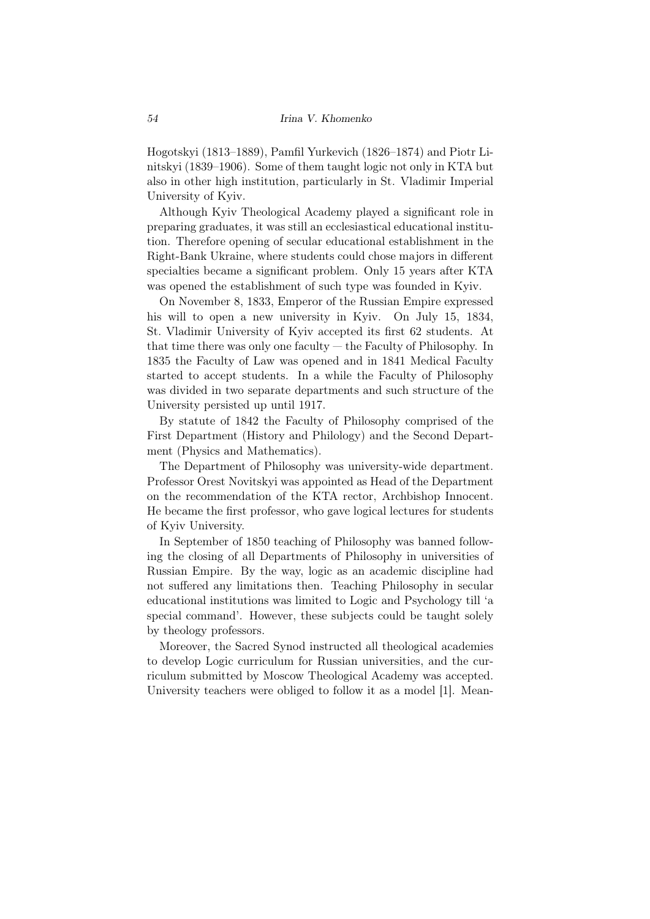Hogotskyi (1813–1889), Pamfil Yurkevich (1826–1874) and Piotr Linitskyi (1839–1906). Some of them taught logic not only in KTA but also in other high institution, particularly in St. Vladimir Imperial University of Kyiv.

Although Kyiv Theological Academy played a significant role in preparing graduates, it was still an ecclesiastical educational institution. Therefore opening of secular educational establishment in the Right-Bank Ukraine, where students could chose majors in different specialties became a significant problem. Only 15 years after KTA was opened the establishment of such type was founded in Kyiv.

On November 8, 1833, Emperor of the Russian Empire expressed his will to open a new university in Kyiv. On July 15, 1834, St. Vladimir University of Kyiv accepted its first 62 students. At that time there was only one faculty — the Faculty of Philosophy. In 1835 the Faculty of Law was opened and in 1841 Medical Faculty started to accept students. In a while the Faculty of Philosophy was divided in two separate departments and such structure of the University persisted up until 1917.

By statute of 1842 the Faculty of Philosophy comprised of the First Department (History and Philology) and the Second Department (Physics and Mathematics).

The Department of Philosophy was university-wide department. Professor Orest Novitskyi was appointed as Head of the Department on the recommendation of the KTA rector, Archbishop Innocent. He became the first professor, who gave logical lectures for students of Kyiv University.

In September of 1850 teaching of Philosophy was banned following the closing of all Departments of Philosophy in universities of Russian Empire. By the way, logic as an academic discipline had not suffered any limitations then. Teaching Philosophy in secular educational institutions was limited to Logic and Psychology till 'a special command'. However, these subjects could be taught solely by theology professors.

Moreover, the Sacred Synod instructed all theological academies to develop Logic curriculum for Russian universities, and the curriculum submitted by Moscow Theological Academy was accepted. University teachers were obliged to follow it as a model [1]. Mean-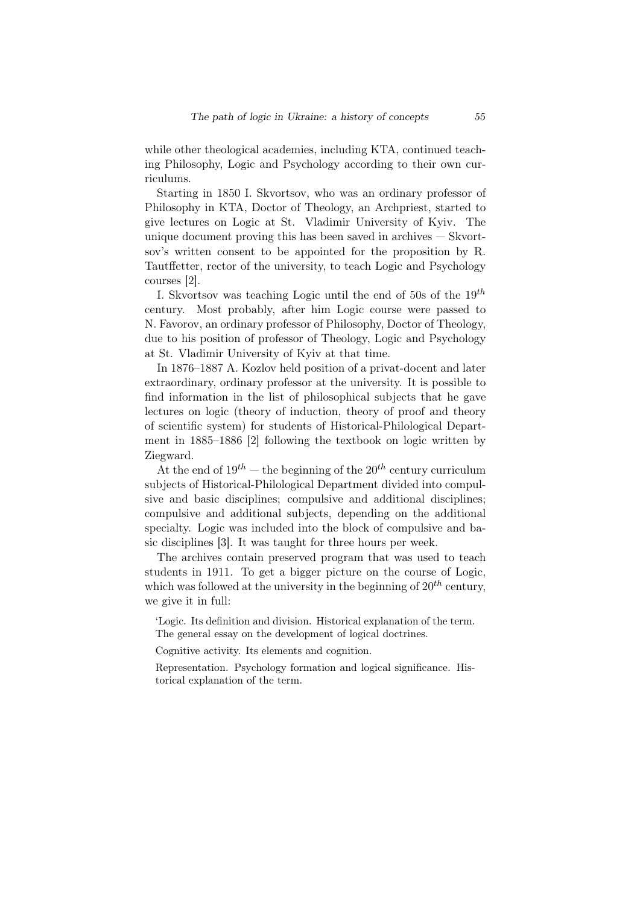while other theological academies, including KTA, continued teaching Philosophy, Logic and Psychology according to their own curriculums.

Starting in 1850 I. Skvortsov, who was an ordinary professor of Philosophy in KTA, Doctor of Theology, an Archpriest, started to give lectures on Logic at St. Vladimir University of Kyiv. The unique document proving this has been saved in archives — Skvortsov's written consent to be appointed for the proposition by R. Tautffetter, rector of the university, to teach Logic and Psychology courses [2].

I. Skvortsov was teaching Logic until the end of 50s of the $19^{th}$ century. Most probably, after him Logic course were passed to N. Favorov, an ordinary professor of Philosophy, Doctor of Theology, due to his position of professor of Theology, Logic and Psychology at St. Vladimir University of Kyiv at that time.

In 1876–1887 A. Kozlov held position of a privat-docent and later extraordinary, ordinary professor at the university. It is possible to find information in the list of philosophical subjects that he gave lectures on logic (theory of induction, theory of proof and theory of scientific system) for students of Historical-Philological Department in 1885–1886 [2] following the textbook on logic written by Ziegward.

At the end of $19^{th}$ — the beginning of the $20^{th}$ century curriculum subjects of Historical-Philological Department divided into compulsive and basic disciplines; compulsive and additional disciplines; compulsive and additional subjects, depending on the additional specialty. Logic was included into the block of compulsive and basic disciplines [3]. It was taught for three hours per week.

The archives contain preserved program that was used to teach students in 1911. To get a bigger picture on the course of Logic, which was followed at the university in the beginning of $20^{th}$ century, we give it in full:

'Logic. Its definition and division. Historical explanation of the term. The general essay on the development of logical doctrines.

Cognitive activity. Its elements and cognition.

Representation. Psychology formation and logical significance. Historical explanation of the term.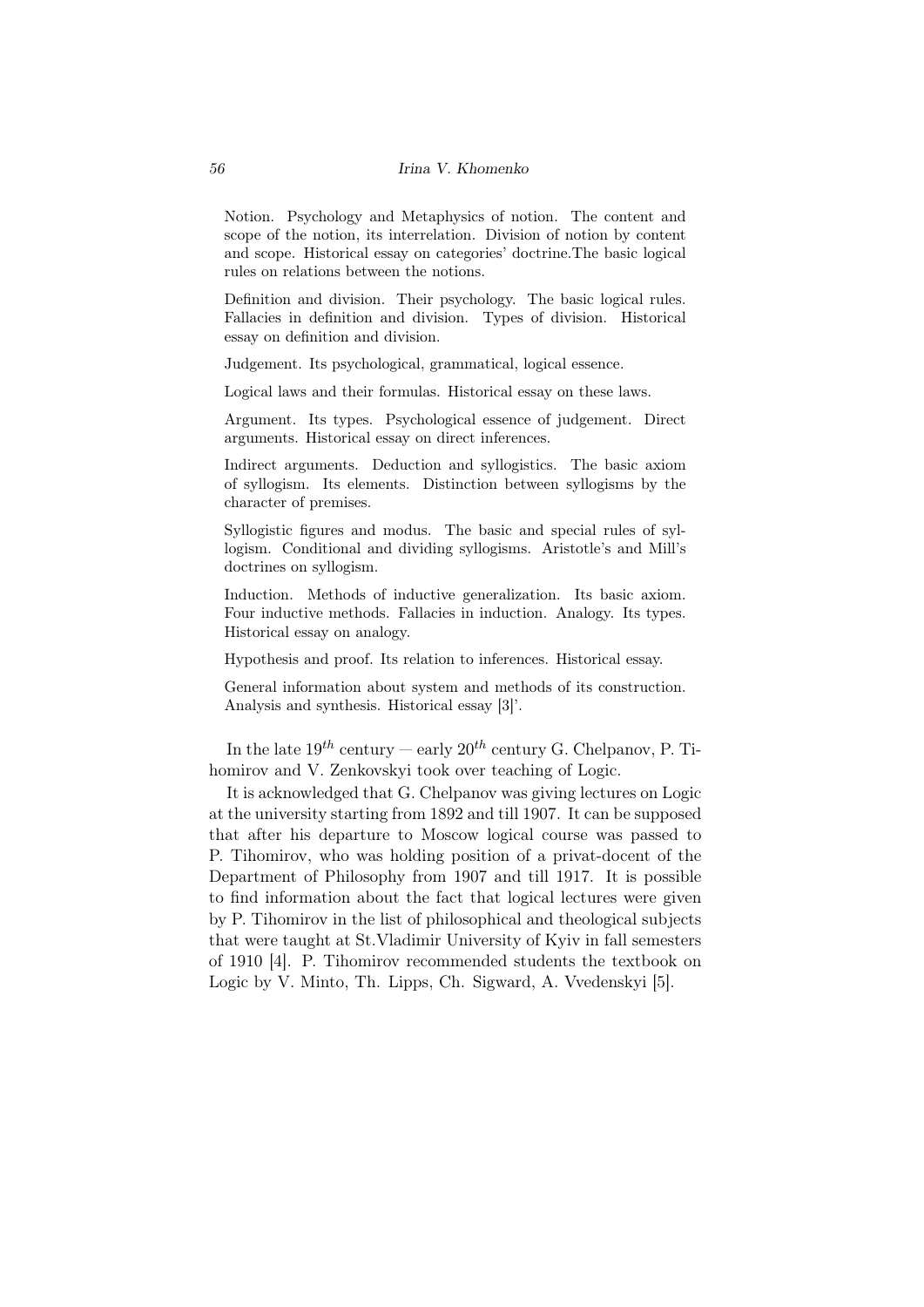Notion. Psychology and Metaphysics of notion. The content and scope of the notion, its interrelation. Division of notion by content and scope. Historical essay on categories' doctrine.The basic logical rules on relations between the notions.

Definition and division. Their psychology. The basic logical rules. Fallacies in definition and division. Types of division. Historical essay on definition and division.

Judgement. Its psychological, grammatical, logical essence.

Logical laws and their formulas. Historical essay on these laws.

Argument. Its types. Psychological essence of judgement. Direct arguments. Historical essay on direct inferences.

Indirect arguments. Deduction and syllogistics. The basic axiom of syllogism. Its elements. Distinction between syllogisms by the character of premises.

Syllogistic figures and modus. The basic and special rules of syllogism. Conditional and dividing syllogisms. Aristotle's and Mill's doctrines on syllogism.

Induction. Methods of inductive generalization. Its basic axiom. Four inductive methods. Fallacies in induction. Analogy. Its types. Historical essay on analogy.

Hypothesis and proof. Its relation to inferences. Historical essay.

General information about system and methods of its construction. Analysis and synthesis. Historical essay [3]'.

In the late $19^{th}$ century — early $20^{th}$ century G. Chelpanov, P. Tihomirov and V. Zenkovskyi took over teaching of Logic.

It is acknowledged that G. Chelpanov was giving lectures on Logic at the university starting from 1892 and till 1907. It can be supposed that after his departure to Moscow logical course was passed to P. Tihomirov, who was holding position of a privat-docent of the Department of Philosophy from 1907 and till 1917. It is possible to find information about the fact that logical lectures were given by P. Tihomirov in the list of philosophical and theological subjects that were taught at St.Vladimir University of Kyiv in fall semesters of 1910 [4]. P. Tihomirov recommended students the textbook on Logic by V. Minto, Th. Lipps, Ch. Sigward, A. Vvedenskyi [5].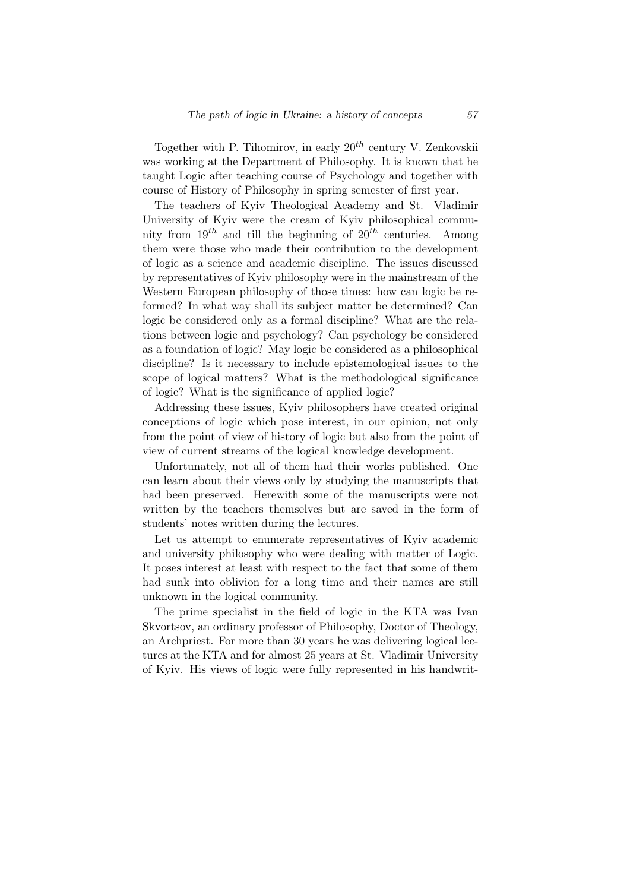Together with P. Tihomirov, in early $20^{th}$ century V. Zenkovskii was working at the Department of Philosophy. It is known that he taught Logic after teaching course of Psychology and together with course of History of Philosophy in spring semester of first year.

The teachers of Kyiv Theological Academy and St. Vladimir University of Kyiv were the cream of Kyiv philosophical community from $19^{th}$ and till the beginning of $20^{th}$ centuries. Among them were those who made their contribution to the development of logic as a science and academic discipline. The issues discussed by representatives of Kyiv philosophy were in the mainstream of the Western European philosophy of those times: how can logic be reformed? In what way shall its subject matter be determined? Can logic be considered only as a formal discipline? What are the relations between logic and psychology? Can psychology be considered as a foundation of logic? May logic be considered as a philosophical discipline? Is it necessary to include epistemological issues to the scope of logical matters? What is the methodological significance of logic? What is the significance of applied logic?

Addressing these issues, Kyiv philosophers have created original conceptions of logic which pose interest, in our opinion, not only from the point of view of history of logic but also from the point of view of current streams of the logical knowledge development.

Unfortunately, not all of them had their works published. One can learn about their views only by studying the manuscripts that had been preserved. Herewith some of the manuscripts were not written by the teachers themselves but are saved in the form of students' notes written during the lectures.

Let us attempt to enumerate representatives of Kyiv academic and university philosophy who were dealing with matter of Logic. It poses interest at least with respect to the fact that some of them had sunk into oblivion for a long time and their names are still unknown in the logical community.

The prime specialist in the field of logic in the KTA was Ivan Skvortsov, an ordinary professor of Philosophy, Doctor of Theology, an Archpriest. For more than 30 years he was delivering logical lectures at the KTA and for almost 25 years at St. Vladimir University of Kyiv. His views of logic were fully represented in his handwrit-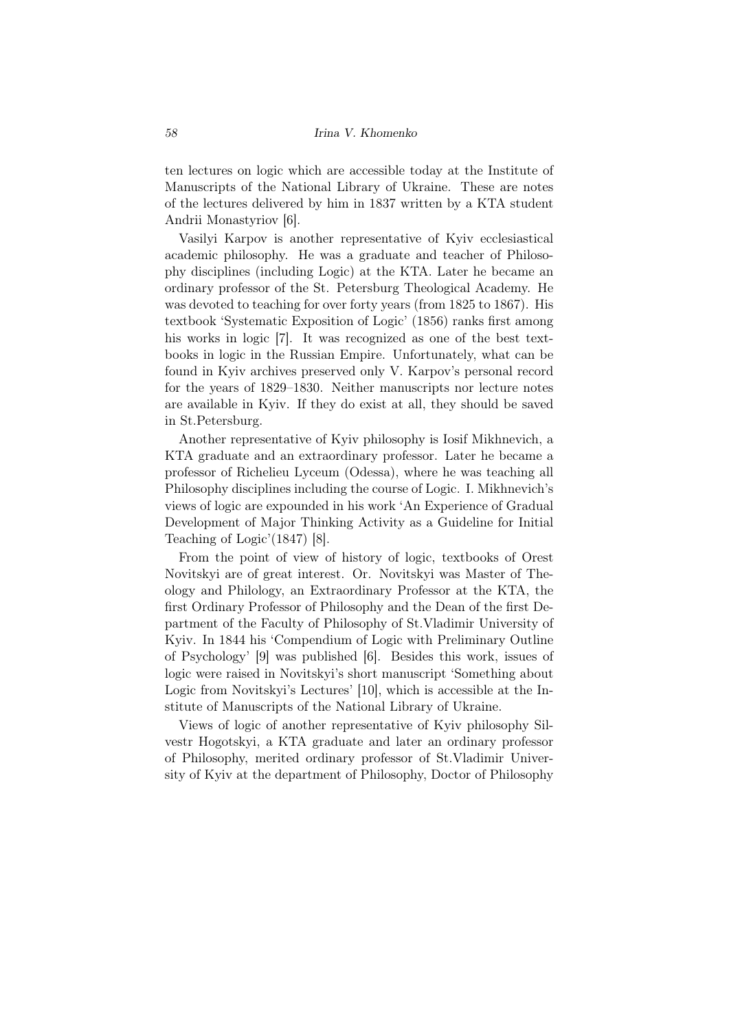ten lectures on logic which are accessible today at the Institute of Manuscripts of the National Library of Ukraine. These are notes of the lectures delivered by him in 1837 written by a KTA student Andrii Monastyriov [6].

Vasilyi Karpov is another representative of Kyiv ecclesiastical academic philosophy. He was a graduate and teacher of Philosophy disciplines (including Logic) at the KTA. Later he became an ordinary professor of the St. Petersburg Theological Academy. He was devoted to teaching for over forty years (from 1825 to 1867). His textbook 'Systematic Exposition of Logic' (1856) ranks first among his works in logic [7]. It was recognized as one of the best textbooks in logic in the Russian Empire. Unfortunately, what can be found in Kyiv archives preserved only V. Karpov's personal record for the years of 1829–1830. Neither manuscripts nor lecture notes are available in Kyiv. If they do exist at all, they should be saved in St.Petersburg.

Another representative of Kyiv philosophy is Iosif Mikhnevich, a KTA graduate and an extraordinary professor. Later he became a professor of Richelieu Lyceum (Odessa), where he was teaching all Philosophy disciplines including the course of Logic. I. Mikhnevich's views of logic are expounded in his work 'An Experience of Gradual Development of Major Thinking Activity as a Guideline for Initial Teaching of Logic'(1847) [8].

From the point of view of history of logic, textbooks of Orest Novitskyi are of great interest. Or. Novitskyi was Master of Theology and Philology, an Extraordinary Professor at the KTA, the first Ordinary Professor of Philosophy and the Dean of the first Department of the Faculty of Philosophy of St.Vladimir University of Kyiv. In 1844 his 'Compendium of Logic with Preliminary Outline of Psychology' [9] was published [6]. Besides this work, issues of logic were raised in Novitskyi's short manuscript 'Something about Logic from Novitskyi's Lectures' [10], which is accessible at the Institute of Manuscripts of the National Library of Ukraine.

Views of logic of another representative of Kyiv philosophy Silvestr Hogotskyi, a KTA graduate and later an ordinary professor of Philosophy, merited ordinary professor of St.Vladimir University of Kyiv at the department of Philosophy, Doctor of Philosophy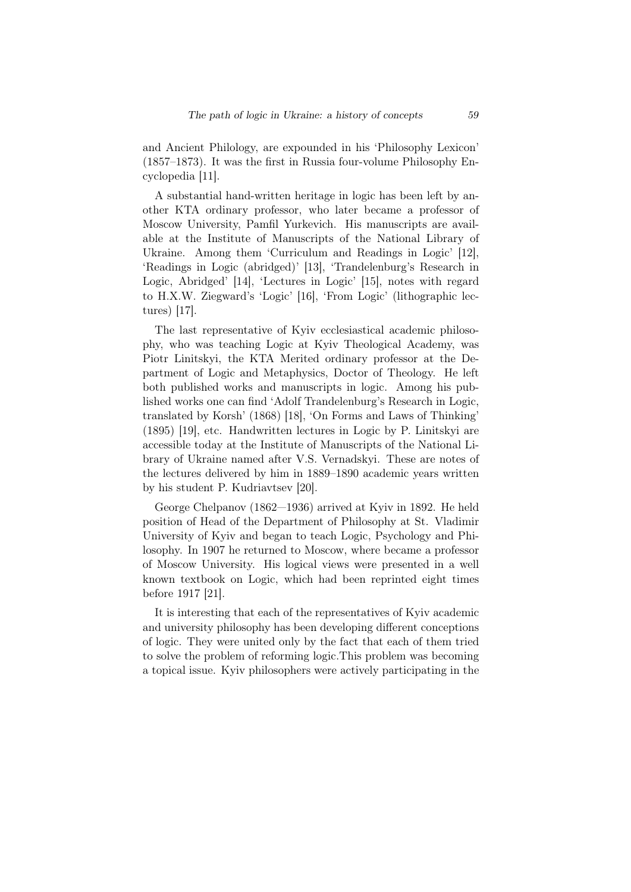and Ancient Philology, are expounded in his 'Philosophy Lexicon' (1857–1873). It was the first in Russia four-volume Philosophy Encyclopedia [11].

A substantial hand-written heritage in logic has been left by another KTA ordinary professor, who later became a professor of Moscow University, Pamfil Yurkevich. His manuscripts are available at the Institute of Manuscripts of the National Library of Ukraine. Among them 'Curriculum and Readings in Logic' [12], 'Readings in Logic (abridged)' [13], 'Trandelenburg's Research in Logic, Abridged' [14], 'Lectures in Logic' [15], notes with regard to H.X.W. Ziegward's 'Logic' [16], 'From Logic' (lithographic lectures) [17].

The last representative of Kyiv ecclesiastical academic philosophy, who was teaching Logic at Kyiv Theological Academy, was Piotr Linitskyi, the KTA Merited ordinary professor at the Department of Logic and Metaphysics, Doctor of Theology. He left both published works and manuscripts in logic. Among his published works one can find 'Adolf Trandelenburg's Research in Logic, translated by Korsh' (1868) [18], 'On Forms and Laws of Thinking' (1895) [19], etc. Handwritten lectures in Logic by P. Linitskyi are accessible today at the Institute of Manuscripts of the National Library of Ukraine named after V.S. Vernadskyi. These are notes of the lectures delivered by him in 1889–1890 academic years written by his student P. Kudriavtsev [20].

George Chelpanov (1862—1936) arrived at Kyiv in 1892. He held position of Head of the Department of Philosophy at St. Vladimir University of Kyiv and began to teach Logic, Psychology and Philosophy. In 1907 he returned to Moscow, where became a professor of Moscow University. His logical views were presented in a well known textbook on Logic, which had been reprinted eight times before 1917 [21].

It is interesting that each of the representatives of Kyiv academic and university philosophy has been developing different conceptions of logic. They were united only by the fact that each of them tried to solve the problem of reforming logic.This problem was becoming a topical issue. Kyiv philosophers were actively participating in the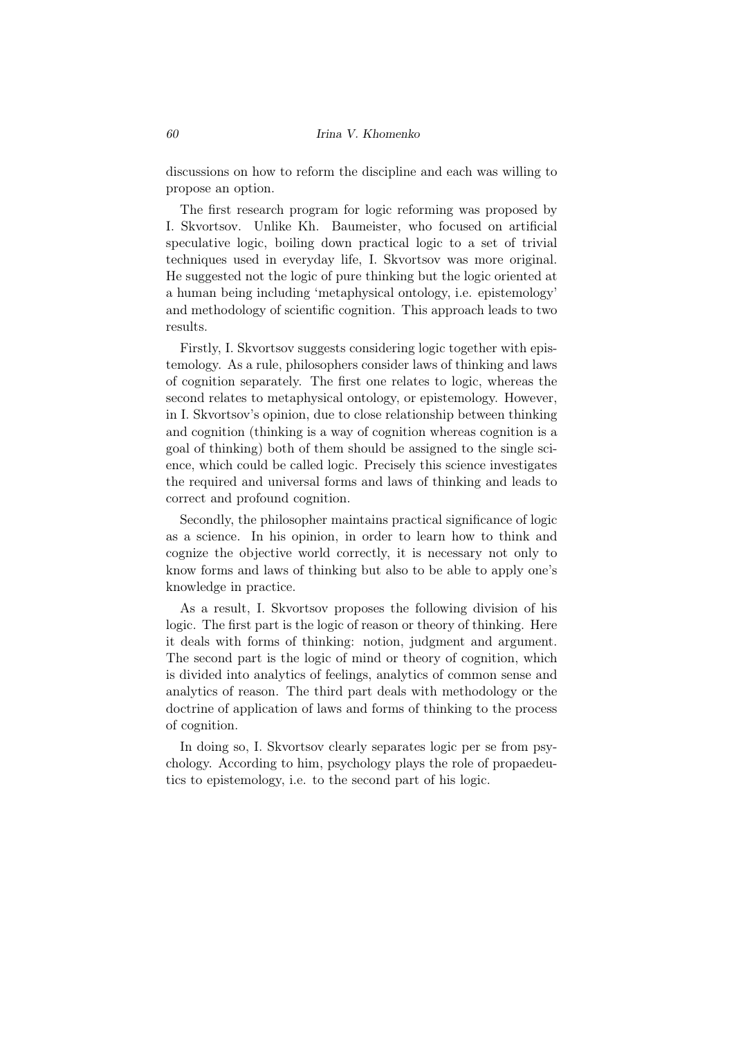discussions on how to reform the discipline and each was willing to propose an option.

The first research program for logic reforming was proposed by I. Skvortsov. Unlike Kh. Baumeister, who focused on artificial speculative logic, boiling down practical logic to a set of trivial techniques used in everyday life, I. Skvortsov was more original. He suggested not the logic of pure thinking but the logic oriented at a human being including 'metaphysical ontology, i.e. epistemology' and methodology of scientific cognition. This approach leads to two results.

Firstly, I. Skvortsov suggests considering logic together with epistemology. As a rule, philosophers consider laws of thinking and laws of cognition separately. The first one relates to logic, whereas the second relates to metaphysical ontology, or epistemology. However, in I. Skvortsov's opinion, due to close relationship between thinking and cognition (thinking is a way of cognition whereas cognition is a goal of thinking) both of them should be assigned to the single science, which could be called logic. Precisely this science investigates the required and universal forms and laws of thinking and leads to correct and profound cognition.

Secondly, the philosopher maintains practical significance of logic as a science. In his opinion, in order to learn how to think and cognize the objective world correctly, it is necessary not only to know forms and laws of thinking but also to be able to apply one's knowledge in practice.

As a result, I. Skvortsov proposes the following division of his logic. The first part is the logic of reason or theory of thinking. Here it deals with forms of thinking: notion, judgment and argument. The second part is the logic of mind or theory of cognition, which is divided into analytics of feelings, analytics of common sense and analytics of reason. The third part deals with methodology or the doctrine of application of laws and forms of thinking to the process of cognition.

In doing so, I. Skvortsov clearly separates logic per se from psychology. According to him, psychology plays the role of propaedeutics to epistemology, i.e. to the second part of his logic.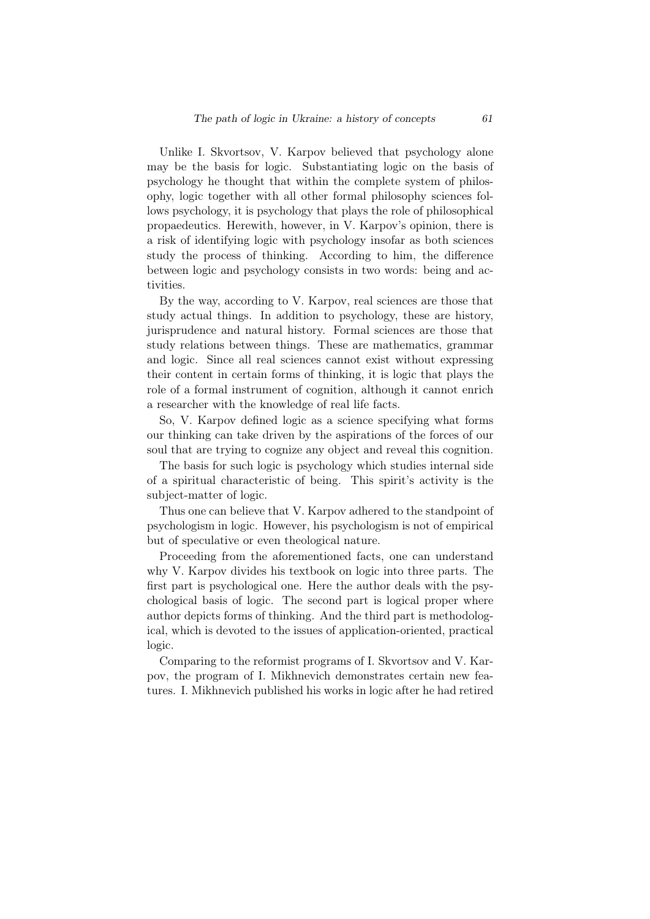Unlike I. Skvortsov, V. Karpov believed that psychology alone may be the basis for logic. Substantiating logic on the basis of psychology he thought that within the complete system of philosophy, logic together with all other formal philosophy sciences follows psychology, it is psychology that plays the role of philosophical propaedeutics. Herewith, however, in V. Karpov's opinion, there is a risk of identifying logic with psychology insofar as both sciences study the process of thinking. According to him, the difference between logic and psychology consists in two words: being and activities.

By the way, according to V. Karpov, real sciences are those that study actual things. In addition to psychology, these are history, jurisprudence and natural history. Formal sciences are those that study relations between things. These are mathematics, grammar and logic. Since all real sciences cannot exist without expressing their content in certain forms of thinking, it is logic that plays the role of a formal instrument of cognition, although it cannot enrich a researcher with the knowledge of real life facts.

So, V. Karpov defined logic as a science specifying what forms our thinking can take driven by the aspirations of the forces of our soul that are trying to cognize any object and reveal this cognition.

The basis for such logic is psychology which studies internal side of a spiritual characteristic of being. This spirit's activity is the subject-matter of logic.

Thus one can believe that V. Karpov adhered to the standpoint of psychologism in logic. However, his psychologism is not of empirical but of speculative or even theological nature.

Proceeding from the aforementioned facts, one can understand why V. Karpov divides his textbook on logic into three parts. The first part is psychological one. Here the author deals with the psychological basis of logic. The second part is logical proper where author depicts forms of thinking. And the third part is methodological, which is devoted to the issues of application-oriented, practical logic.

Comparing to the reformist programs of I. Skvortsov and V. Karpov, the program of I. Mikhnevich demonstrates certain new features. I. Mikhnevich published his works in logic after he had retired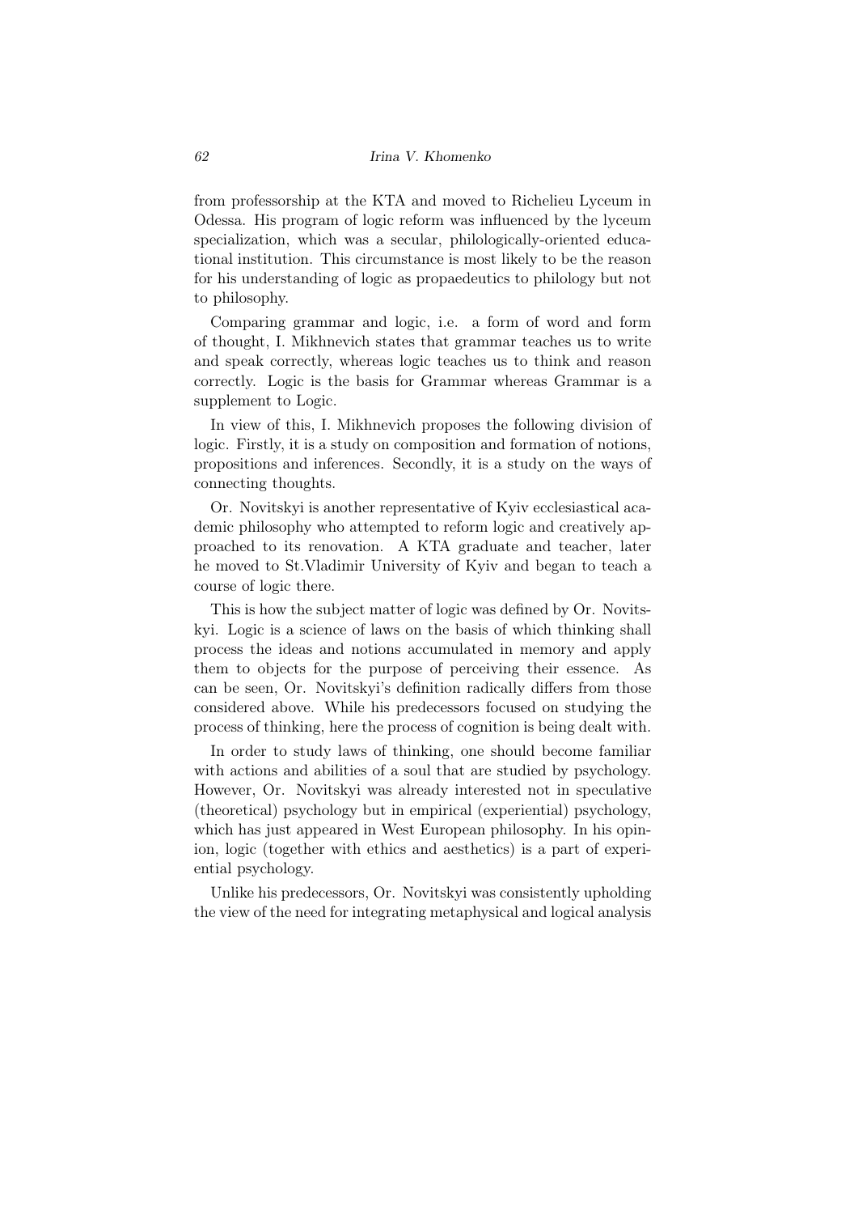from professorship at the KTA and moved to Richelieu Lyceum in Odessa. His program of logic reform was influenced by the lyceum specialization, which was a secular, philologically-oriented educational institution. This circumstance is most likely to be the reason for his understanding of logic as propaedeutics to philology but not to philosophy.

Comparing grammar and logic, i.e. a form of word and form of thought, I. Mikhnevich states that grammar teaches us to write and speak correctly, whereas logic teaches us to think and reason correctly. Logic is the basis for Grammar whereas Grammar is a supplement to Logic.

In view of this, I. Mikhnevich proposes the following division of logic. Firstly, it is a study on composition and formation of notions, propositions and inferences. Secondly, it is a study on the ways of connecting thoughts.

Or. Novitskyi is another representative of Kyiv ecclesiastical academic philosophy who attempted to reform logic and creatively approached to its renovation. A KTA graduate and teacher, later he moved to St.Vladimir University of Kyiv and began to teach a course of logic there.

This is how the subject matter of logic was defined by Or. Novitskyi. Logic is a science of laws on the basis of which thinking shall process the ideas and notions accumulated in memory and apply them to objects for the purpose of perceiving their essence. As can be seen, Or. Novitskyi's definition radically differs from those considered above. While his predecessors focused on studying the process of thinking, here the process of cognition is being dealt with.

In order to study laws of thinking, one should become familiar with actions and abilities of a soul that are studied by psychology. However, Or. Novitskyi was already interested not in speculative (theoretical) psychology but in empirical (experiential) psychology, which has just appeared in West European philosophy. In his opinion, logic (together with ethics and aesthetics) is a part of experiential psychology.

Unlike his predecessors, Or. Novitskyi was consistently upholding the view of the need for integrating metaphysical and logical analysis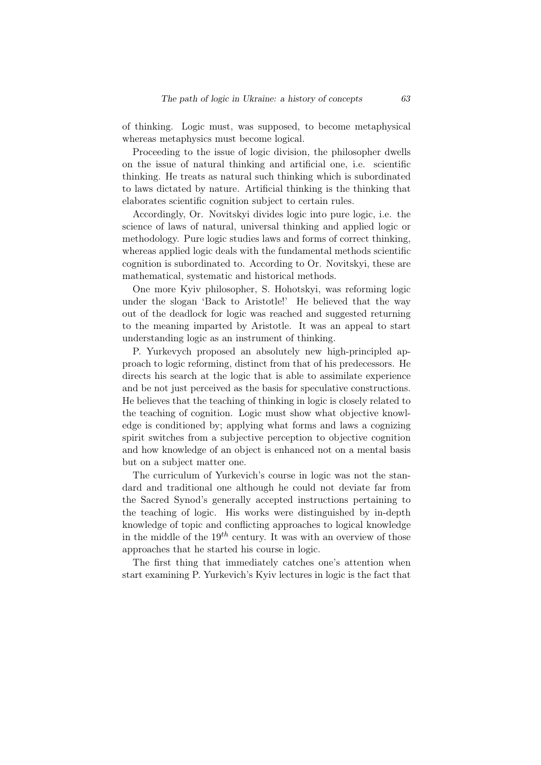of thinking. Logic must, was supposed, to become metaphysical whereas metaphysics must become logical.

Proceeding to the issue of logic division, the philosopher dwells on the issue of natural thinking and artificial one, i.e. scientific thinking. He treats as natural such thinking which is subordinated to laws dictated by nature. Artificial thinking is the thinking that elaborates scientific cognition subject to certain rules.

Accordingly, Or. Novitskyi divides logic into pure logic, i.e. the science of laws of natural, universal thinking and applied logic or methodology. Pure logic studies laws and forms of correct thinking, whereas applied logic deals with the fundamental methods scientific cognition is subordinated to. According to Or. Novitskyi, these are mathematical, systematic and historical methods.

One more Kyiv philosopher, S. Hohotskyi, was reforming logic under the slogan 'Back to Aristotle!' He believed that the way out of the deadlock for logic was reached and suggested returning to the meaning imparted by Aristotle. It was an appeal to start understanding logic as an instrument of thinking.

P. Yurkevych proposed an absolutely new high-principled approach to logic reforming, distinct from that of his predecessors. He directs his search at the logic that is able to assimilate experience and be not just perceived as the basis for speculative constructions. He believes that the teaching of thinking in logic is closely related to the teaching of cognition. Logic must show what objective knowledge is conditioned by; applying what forms and laws a cognizing spirit switches from a subjective perception to objective cognition and how knowledge of an object is enhanced not on a mental basis but on a subject matter one.

The curriculum of Yurkevich's course in logic was not the standard and traditional one although he could not deviate far from the Sacred Synod's generally accepted instructions pertaining to the teaching of logic. His works were distinguished by in-depth knowledge of topic and conflicting approaches to logical knowledge in the middle of the $19^{th}$ century. It was with an overview of those approaches that he started his course in logic.

The first thing that immediately catches one's attention when start examining P. Yurkevich's Kyiv lectures in logic is the fact that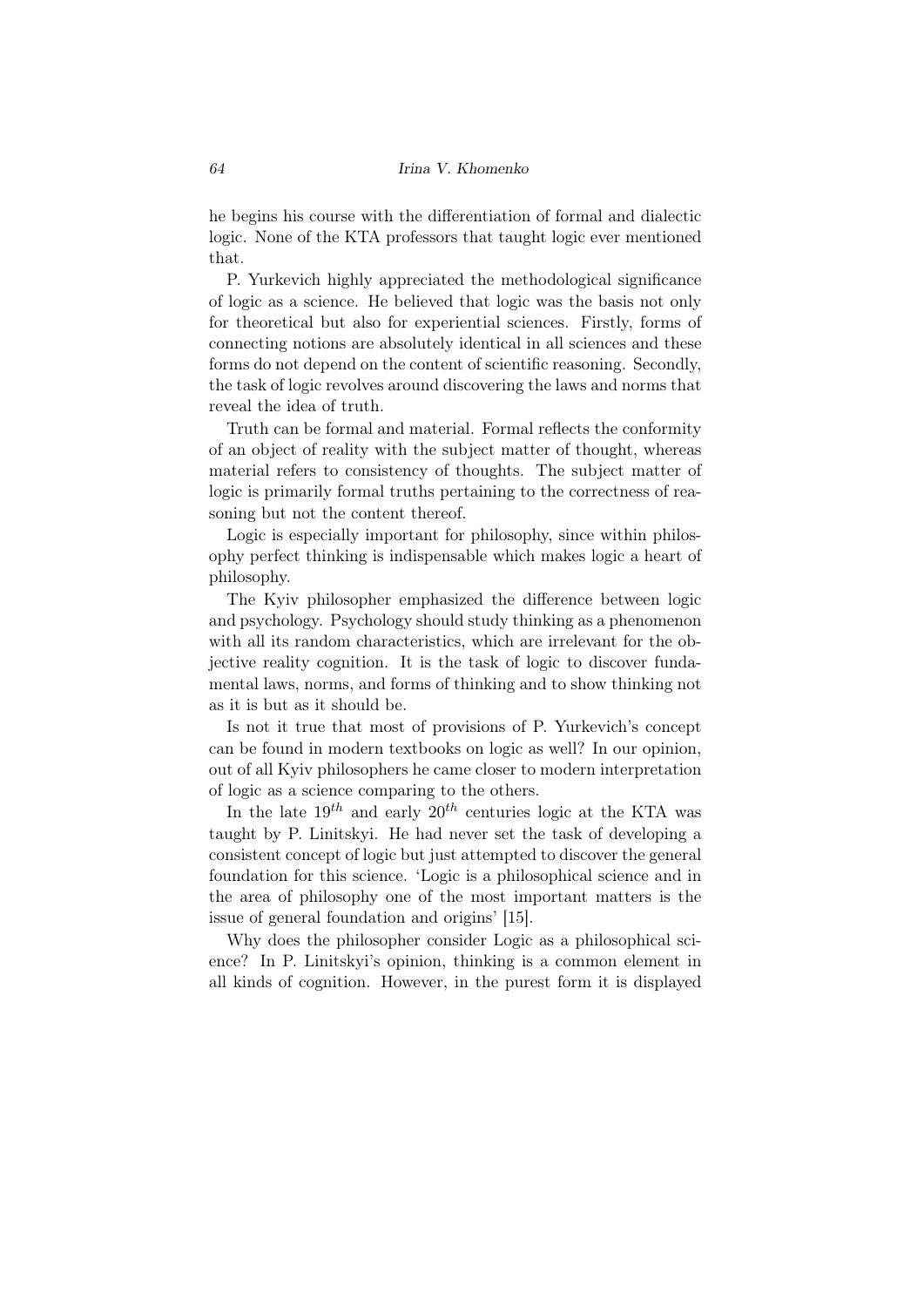he begins his course with the differentiation of formal and dialectic logic. None of the KTA professors that taught logic ever mentioned that.

P. Yurkevich highly appreciated the methodological significance of logic as a science. He believed that logic was the basis not only for theoretical but also for experiential sciences. Firstly, forms of connecting notions are absolutely identical in all sciences and these forms do not depend on the content of scientific reasoning. Secondly, the task of logic revolves around discovering the laws and norms that reveal the idea of truth.

Truth can be formal and material. Formal reflects the conformity of an object of reality with the subject matter of thought, whereas material refers to consistency of thoughts. The subject matter of logic is primarily formal truths pertaining to the correctness of reasoning but not the content thereof.

Logic is especially important for philosophy, since within philosophy perfect thinking is indispensable which makes logic a heart of philosophy.

The Kyiv philosopher emphasized the difference between logic and psychology. Psychology should study thinking as a phenomenon with all its random characteristics, which are irrelevant for the objective reality cognition. It is the task of logic to discover fundamental laws, norms, and forms of thinking and to show thinking not as it is but as it should be.

Is not it true that most of provisions of P. Yurkevich's concept can be found in modern textbooks on logic as well? In our opinion, out of all Kyiv philosophers he came closer to modern interpretation of logic as a science comparing to the others.

In the late $19^{th}$ and early $20^{th}$ centuries logic at the KTA was taught by P. Linitskyi. He had never set the task of developing a consistent concept of logic but just attempted to discover the general foundation for this science. 'Logic is a philosophical science and in the area of philosophy one of the most important matters is the issue of general foundation and origins' [15].

Why does the philosopher consider Logic as a philosophical science? In P. Linitskyi's opinion, thinking is a common element in all kinds of cognition. However, in the purest form it is displayed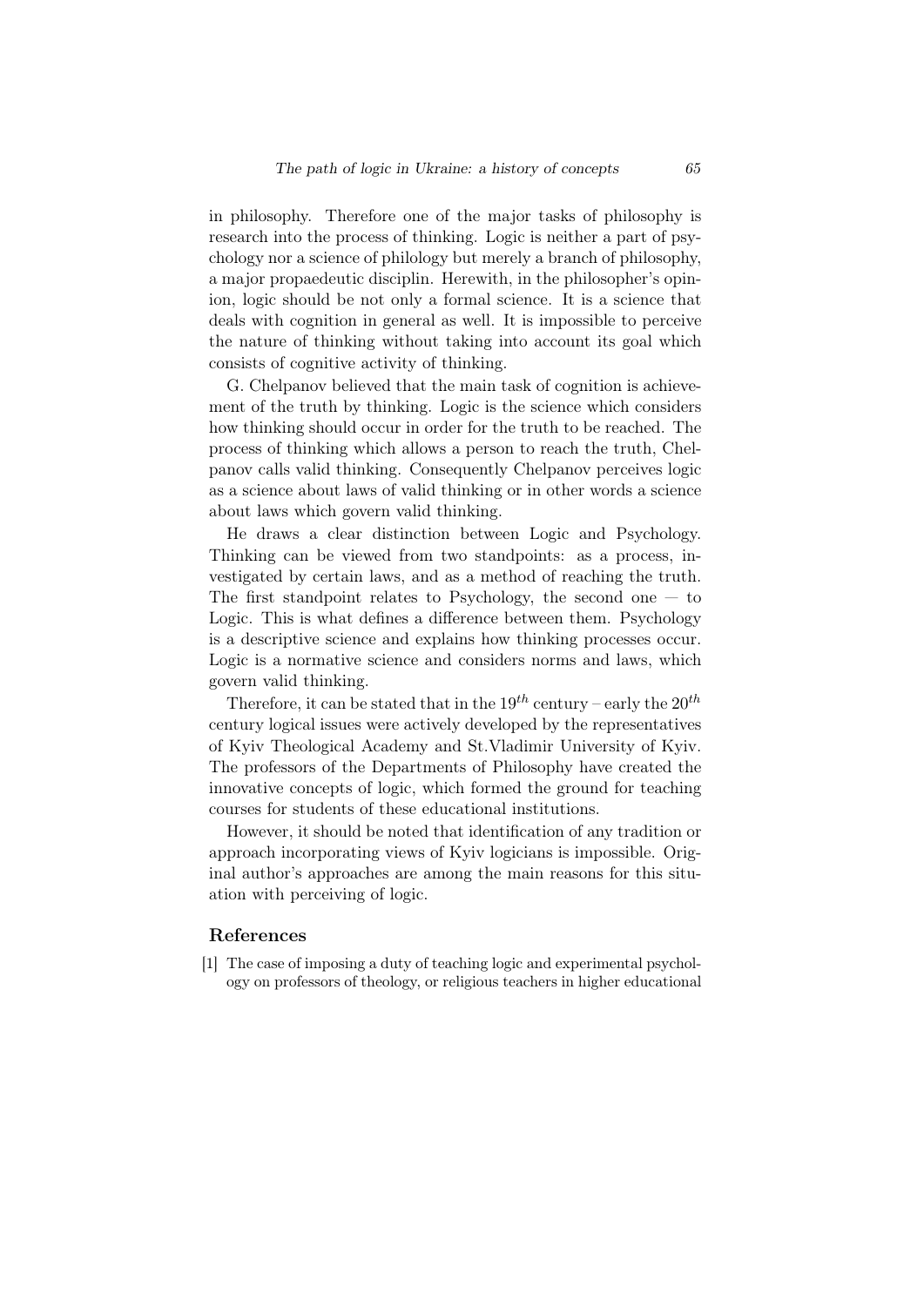in philosophy. Therefore one of the major tasks of philosophy is research into the process of thinking. Logic is neither a part of psychology nor a science of philology but merely a branch of philosophy, a major propaedeutic disciplin. Herewith, in the philosopher's opinion, logic should be not only a formal science. It is a science that deals with cognition in general as well. It is impossible to perceive the nature of thinking without taking into account its goal which consists of cognitive activity of thinking.

G. Chelpanov believed that the main task of cognition is achievement of the truth by thinking. Logic is the science which considers how thinking should occur in order for the truth to be reached. The process of thinking which allows a person to reach the truth, Chelpanov calls valid thinking. Consequently Chelpanov perceives logic as a science about laws of valid thinking or in other words a science about laws which govern valid thinking.

He draws a clear distinction between Logic and Psychology. Thinking can be viewed from two standpoints: as a process, investigated by certain laws, and as a method of reaching the truth. The first standpoint relates to Psychology, the second one — to Logic. This is what defines a difference between them. Psychology is a descriptive science and explains how thinking processes occur. Logic is a normative science and considers norms and laws, which govern valid thinking.

Therefore, it can be stated that in the $19^{th}$ century – early the $20^{th}$ century logical issues were actively developed by the representatives of Kyiv Theological Academy and St.Vladimir University of Kyiv. The professors of the Departments of Philosophy have created the innovative concepts of logic, which formed the ground for teaching courses for students of these educational institutions.

However, it should be noted that identification of any tradition or approach incorporating views of Kyiv logicians is impossible. Original author's approaches are among the main reasons for this situation with perceiving of logic.

## References

[1] The case of imposing a duty of teaching logic and experimental psychology on professors of theology, or religious teachers in higher educational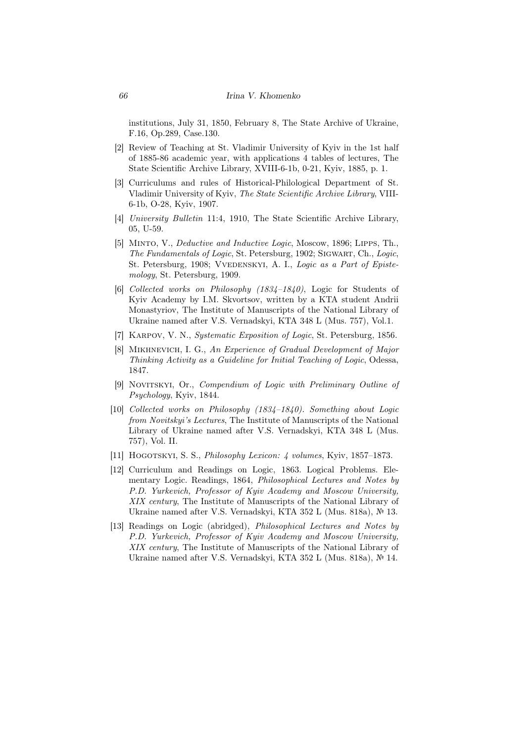institutions, July 31, 1850, February 8, The State Archive of Ukraine, F.16, Op.289, Case.130.

[2] Review of Teaching at St. Vladimir University of Kyiv in the 1st half of 1885-86 academic year, with applications 4 tables of lectures, The State Scientific Archive Library, XVIII-6-1b, 0-21, Kyiv, 1885, p. 1.

[3] Curriculums and rules of Historical-Philological Department of St. Vladimir University of Kyiv, *The State Scientific Archive Library*, VIII-6-1b, O-28, Kyiv, 1907.

[4] *University Bulletin* 11:4, 1910, The State Scientific Archive Library, 05, U-59.

[5] Minto, V., *Deductive and Inductive Logic*, Moscow, 1896; Lipps, Th., *The Fundamentals of Logic*, St. Petersburg, 1902; Sigwart, Ch., *Logic*, St. Petersburg, 1908; Vvedenskyi, A. I., *Logic as a Part of Epistemology*, St. Petersburg, 1909.

[6] *Collected works on Philosophy (1834–1840)*, Logic for Students of Kyiv Academy by I.M. Skvortsov, written by a KTA student Andrii Monastyriov, The Institute of Manuscripts of the National Library of Ukraine named after V.S. Vernadskyi, KTA 348 L (Mus. 757), Vol.1.

[7] Karpov, V. N., *Systematic Exposition of Logic*, St. Petersburg, 1856.

[8] Mikhnevich, I. G., *An Experience of Gradual Development of Major Thinking Activity as a Guideline for Initial Teaching of Logic*, Odessa, 1847.

[9] Novitskyi, Or., *Compendium of Logic with Preliminary Outline of Psychology*, Kyiv, 1844.

[10] *Collected works on Philosophy (1834–1840). Something about Logic from Novitskyi's Lectures*, The Institute of Manuscripts of the National Library of Ukraine named after V.S. Vernadskyi, KTA 348 L (Mus. 757), Vol. II.

[11] Hogotskyi, S. S., *Philosophy Lexicon: 4 volumes*, Kyiv, 1857–1873.

[12] Curriculum and Readings on Logic, 1863. Logical Problems. Elementary Logic. Readings, 1864, *Philosophical Lectures and Notes by P.D. Yurkevich, Professor of Kyiv Academy and Moscow University, XIX century*, The Institute of Manuscripts of the National Library of Ukraine named after V.S. Vernadskyi, KTA 352 L (Mus. 818a), № 13.

[13] Readings on Logic (abridged), *Philosophical Lectures and Notes by P.D. Yurkevich, Professor of Kyiv Academy and Moscow University, XIX century*, The Institute of Manuscripts of the National Library of Ukraine named after V.S. Vernadskyi, KTA 352 L (Mus. 818a), № 14.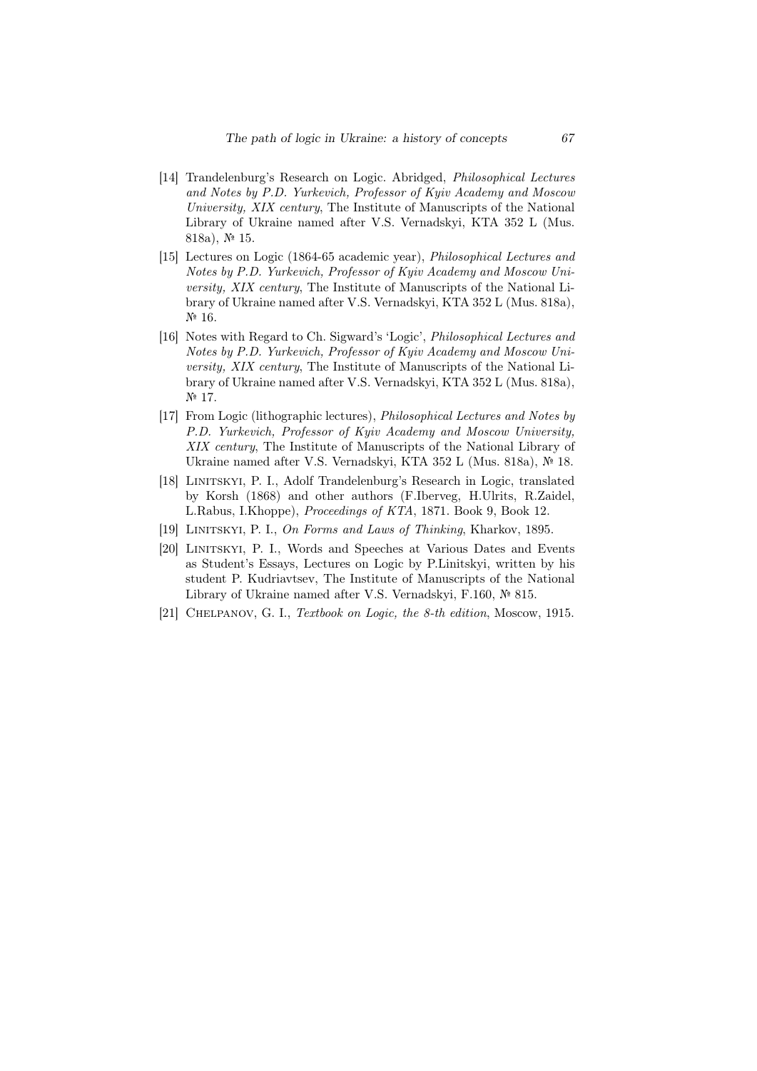[14] Trandelenburg's Research on Logic. Abridged, *Philosophical Lectures and Notes by P.D. Yurkevich, Professor of Kyiv Academy and Moscow University, XIX century*, The Institute of Manuscripts of the National Library of Ukraine named after V.S. Vernadskyi, KTA 352 L (Mus. 818a), № 15.

[15] Lectures on Logic (1864-65 academic year), *Philosophical Lectures and Notes by P.D. Yurkevich, Professor of Kyiv Academy and Moscow University, XIX century*, The Institute of Manuscripts of the National Library of Ukraine named after V.S. Vernadskyi, KTA 352 L (Mus. 818a), № 16.

[16] Notes with Regard to Ch. Sigward's 'Logic', *Philosophical Lectures and Notes by P.D. Yurkevich, Professor of Kyiv Academy and Moscow University, XIX century*, The Institute of Manuscripts of the National Library of Ukraine named after V.S. Vernadskyi, KTA 352 L (Mus. 818a), № 17.

[17] From Logic (lithographic lectures), *Philosophical Lectures and Notes by P.D. Yurkevich, Professor of Kyiv Academy and Moscow University, XIX century*, The Institute of Manuscripts of the National Library of Ukraine named after V.S. Vernadskyi, KTA 352 L (Mus. 818a), № 18.

[18] Linitskyi, P. I., Adolf Trandelenburg's Research in Logic, translated by Korsh (1868) and other authors (F.Iberveg, H.Ulrits, R.Zaidel, L.Rabus, I.Khoppe), *Proceedings of KTA*, 1871. Book 9, Book 12.

[19] Linitskyi, P. I., *On Forms and Laws of Thinking*, Kharkov, 1895.

[20] Linitskyi, P. I., Words and Speeches at Various Dates and Events as Student's Essays, Lectures on Logic by P.Linitskyi, written by his student P. Kudriavtsev, The Institute of Manuscripts of the National Library of Ukraine named after V.S. Vernadskyi, F.160, № 815.

[21] Chelpanov, G. I., *Textbook on Logic, the 8-th edition*, Moscow, 1915.